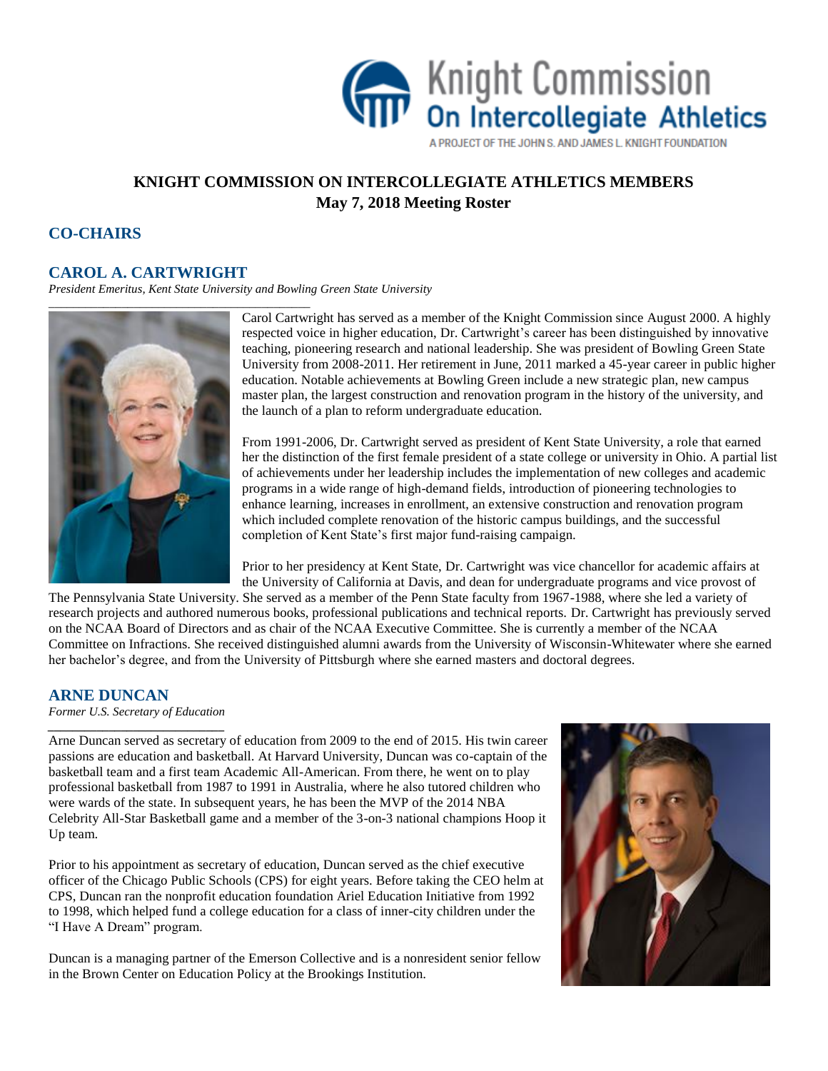Knight Commission On Intercollegiate Athletics

A PROJECT OF THE JOHN S. AND JAMES L. KNIGHT FOUNDATION

# KNIGHT COMMISSION ON INTERCOLLEGIATE ATHLETICS MEMBERS
## May 7, 2018 Meeting Roster

## CO-CHAIRS

### CAROL A. CARTWRIGHT

*President Emeritus, Kent State University and Bowling Green State University*

Carol Cartwright has served as a member of the Knight Commission since August 2000. A highly respected voice in higher education, Dr. Cartwright's career has been distinguished by innovative teaching, pioneering research and national leadership. She was president of Bowling Green State University from 2008-2011. Her retirement in June, 2011 marked a 45-year career in public higher education. Notable achievements at Bowling Green include a new strategic plan, new campus master plan, the largest construction and renovation program in the history of the university, and the launch of a plan to reform undergraduate education.

From 1991-2006, Dr. Cartwright served as president of Kent State University, a role that earned her the distinction of the first female president of a state college or university in Ohio. A partial list of achievements under her leadership includes the implementation of new colleges and academic programs in a wide range of high-demand fields, introduction of pioneering technologies to enhance learning, increases in enrollment, an extensive construction and renovation program which included complete renovation of the historic campus buildings, and the successful completion of Kent State's first major fund-raising campaign.

Prior to her presidency at Kent State, Dr. Cartwright was vice chancellor for academic affairs at the University of California at Davis, and dean for undergraduate programs and vice provost of The Pennsylvania State University. She served as a member of the Penn State faculty from 1967-1988, where she led a variety of research projects and authored numerous books, professional publications and technical reports. Dr. Cartwright has previously served on the NCAA Board of Directors and as chair of the NCAA Executive Committee. She is currently a member of the NCAA Committee on Infractions. She received distinguished alumni awards from the University of Wisconsin-Whitewater where she earned her bachelor's degree, and from the University of Pittsburgh where she earned masters and doctoral degrees.

### ARNE DUNCAN

*Former U.S. Secretary of Education*

Arne Duncan served as secretary of education from 2009 to the end of 2015. His twin career passions are education and basketball. At Harvard University, Duncan was co-captain of the basketball team and a first team Academic All-American. From there, he went on to play professional basketball from 1987 to 1991 in Australia, where he also tutored children who were wards of the state. In subsequent years, he has been the MVP of the 2014 NBA Celebrity All-Star Basketball game and a member of the 3-on-3 national champions Hoop it Up team.

Prior to his appointment as secretary of education, Duncan served as the chief executive officer of the Chicago Public Schools (CPS) for eight years. Before taking the CEO helm at CPS, Duncan ran the nonprofit education foundation Ariel Education Initiative from 1992 to 1998, which helped fund a college education for a class of inner-city children under the "I Have A Dream" program.

Duncan is a managing partner of the Emerson Collective and is a nonresident senior fellow in the Brown Center on Education Policy at the Brookings Institution.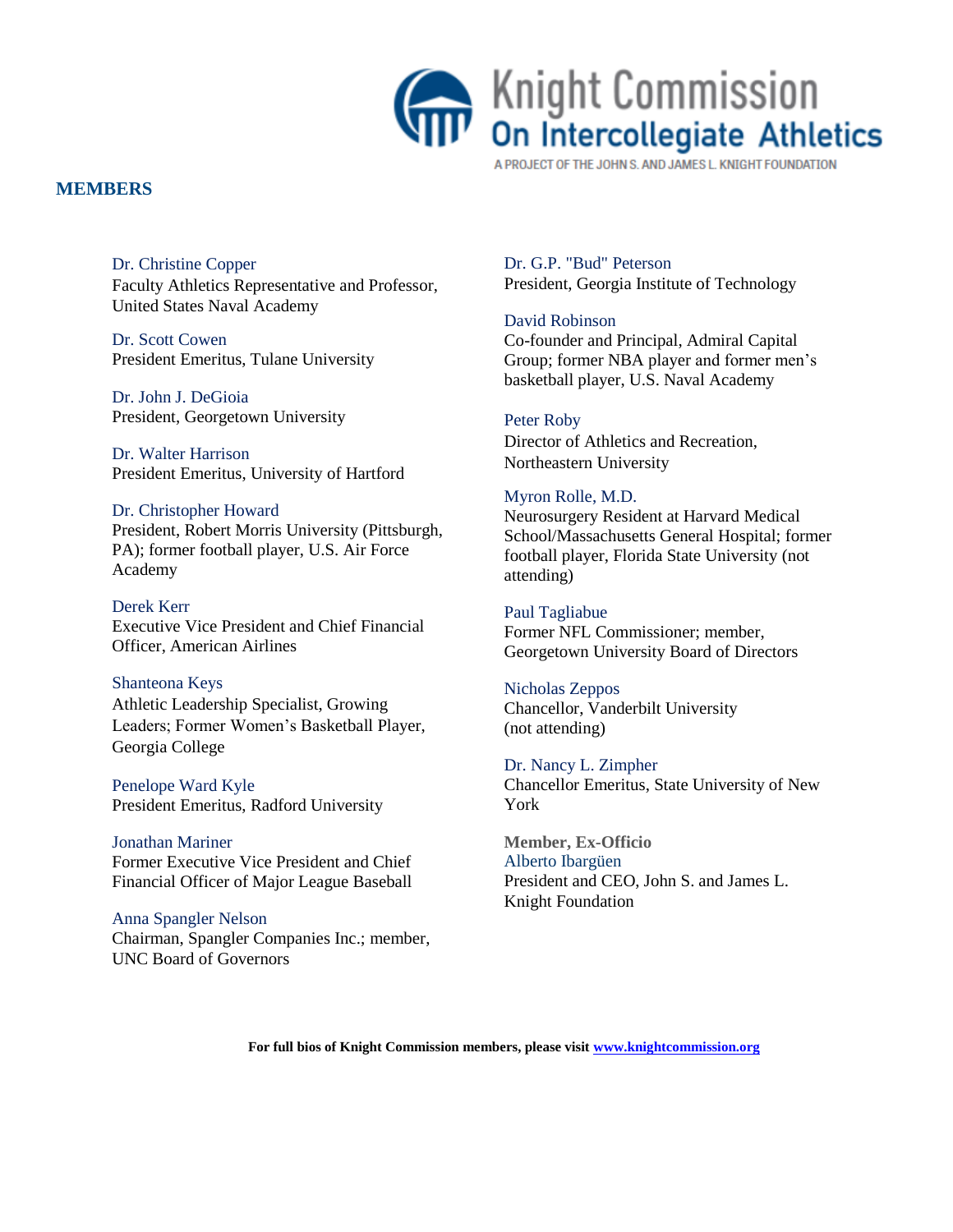Knight Commission On Intercollegiate Athletics

A PROJECT OF THE JOHN S. AND JAMES L. KNIGHT FOUNDATION

## MEMBERS

Dr. Christine Copper
Faculty Athletics Representative and Professor, United States Naval Academy

Dr. Scott Cowen
President Emeritus, Tulane University

Dr. John J. DeGioia
President, Georgetown University

Dr. Walter Harrison
President Emeritus, University of Hartford

Dr. Christopher Howard
President, Robert Morris University (Pittsburgh, PA); former football player, U.S. Air Force Academy

Derek Kerr
Executive Vice President and Chief Financial Officer, American Airlines

Shanteona Keys
Athletic Leadership Specialist, Growing Leaders; Former Women's Basketball Player, Georgia College

Penelope Ward Kyle
President Emeritus, Radford University

Jonathan Mariner
Former Executive Vice President and Chief Financial Officer of Major League Baseball

Anna Spangler Nelson
Chairman, Spangler Companies Inc.; member, UNC Board of Governors

Dr. G.P. "Bud" Peterson
President, Georgia Institute of Technology

David Robinson
Co-founder and Principal, Admiral Capital Group; former NBA player and former men's basketball player, U.S. Naval Academy

Peter Roby
Director of Athletics and Recreation, Northeastern University

Myron Rolle, M.D.
Neurosurgery Resident at Harvard Medical School/Massachusetts General Hospital; former football player, Florida State University (not attending)

Paul Tagliabue
Former NFL Commissioner; member, Georgetown University Board of Directors

Nicholas Zeppos
Chancellor, Vanderbilt University (not attending)

Dr. Nancy L. Zimpher
Chancellor Emeritus, State University of New York

**Member, Ex-Officio**
Alberto Ibargüen
President and CEO, John S. and James L. Knight Foundation

**For full bios of Knight Commission members, please visit [www.knightcommission.org](http://www.knightcommission.org)**